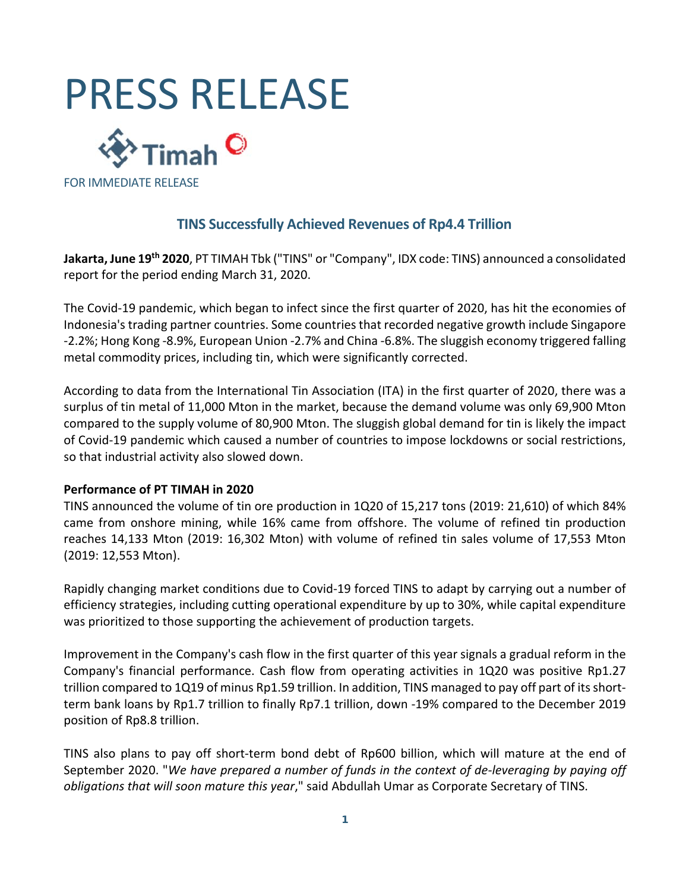# PRESS RELEASE

Timah

FOR IMMEDIATE RELEASE

## TINS Successfully Achieved Revenues of Rp4.4 Trillion

**Jakarta, June 19th 2020**, PT TIMAH Tbk ("TINS" or "Company", IDX code: TINS) announced a consolidated report for the period ending March 31, 2020.

The Covid-19 pandemic, which began to infect since the first quarter of 2020, has hit the economies of Indonesia's trading partner countries. Some countries that recorded negative growth include Singapore -2.2%; Hong Kong -8.9%, European Union -2.7% and China -6.8%. The sluggish economy triggered falling metal commodity prices, including tin, which were significantly corrected.

According to data from the International Tin Association (ITA) in the first quarter of 2020, there was a surplus of tin metal of 11,000 Mton in the market, because the demand volume was only 69,900 Mton compared to the supply volume of 80,900 Mton. The sluggish global demand for tin is likely the impact of Covid-19 pandemic which caused a number of countries to impose lockdowns or social restrictions, so that industrial activity also slowed down.

**Performance of PT TIMAH in 2020**

TINS announced the volume of tin ore production in 1Q20 of 15,217 tons (2019: 21,610) of which 84% came from onshore mining, while 16% came from offshore. The volume of refined tin production reaches 14,133 Mton (2019: 16,302 Mton) with volume of refined tin sales volume of 17,553 Mton (2019: 12,553 Mton).

Rapidly changing market conditions due to Covid-19 forced TINS to adapt by carrying out a number of efficiency strategies, including cutting operational expenditure by up to 30%, while capital expenditure was prioritized to those supporting the achievement of production targets.

Improvement in the Company's cash flow in the first quarter of this year signals a gradual reform in the Company's financial performance. Cash flow from operating activities in 1Q20 was positive Rp1.27 trillion compared to 1Q19 of minus Rp1.59 trillion. In addition, TINS managed to pay off part of its short-term bank loans by Rp1.7 trillion to finally Rp7.1 trillion, down -19% compared to the December 2019 position of Rp8.8 trillion.

TINS also plans to pay off short-term bond debt of Rp600 billion, which will mature at the end of September 2020. "*We have prepared a number of funds in the context of de-leveraging by paying off obligations that will soon mature this year*," said Abdullah Umar as Corporate Secretary of TINS.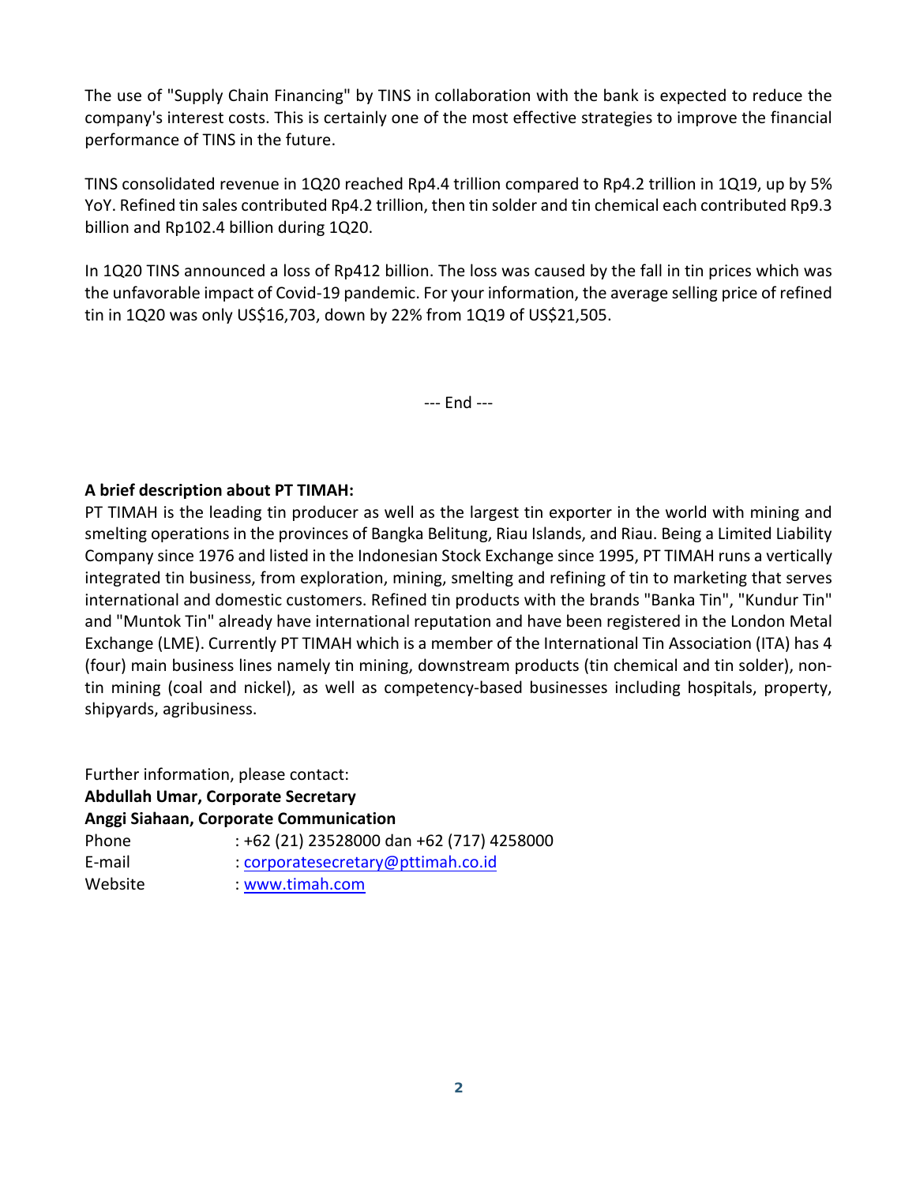The use of "Supply Chain Financing" by TINS in collaboration with the bank is expected to reduce the company's interest costs. This is certainly one of the most effective strategies to improve the financial performance of TINS in the future.

TINS consolidated revenue in 1Q20 reached Rp4.4 trillion compared to Rp4.2 trillion in 1Q19, up by 5% YoY. Refined tin sales contributed Rp4.2 trillion, then tin solder and tin chemical each contributed Rp9.3 billion and Rp102.4 billion during 1Q20.

In 1Q20 TINS announced a loss of Rp412 billion. The loss was caused by the fall in tin prices which was the unfavorable impact of Covid-19 pandemic. For your information, the average selling price of refined tin in 1Q20 was only US$16,703, down by 22% from 1Q19 of US$21,505.

--- End ---

**A brief description about PT TIMAH:**
PT TIMAH is the leading tin producer as well as the largest tin exporter in the world with mining and smelting operations in the provinces of Bangka Belitung, Riau Islands, and Riau. Being a Limited Liability Company since 1976 and listed in the Indonesian Stock Exchange since 1995, PT TIMAH runs a vertically integrated tin business, from exploration, mining, smelting and refining of tin to marketing that serves international and domestic customers. Refined tin products with the brands "Banka Tin", "Kundur Tin" and "Muntok Tin" already have international reputation and have been registered in the London Metal Exchange (LME). Currently PT TIMAH which is a member of the International Tin Association (ITA) has 4 (four) main business lines namely tin mining, downstream products (tin chemical and tin solder), non-tin mining (coal and nickel), as well as competency-based businesses including hospitals, property, shipyards, agribusiness.

Further information, please contact:
**Abdullah Umar, Corporate Secretary**
**Anggi Siahaan, Corporate Communication**

Phone : +62 (21) 23528000 dan +62 (717) 4258000
E-mail : corporatesecretary@pttimah.co.id
Website : www.timah.com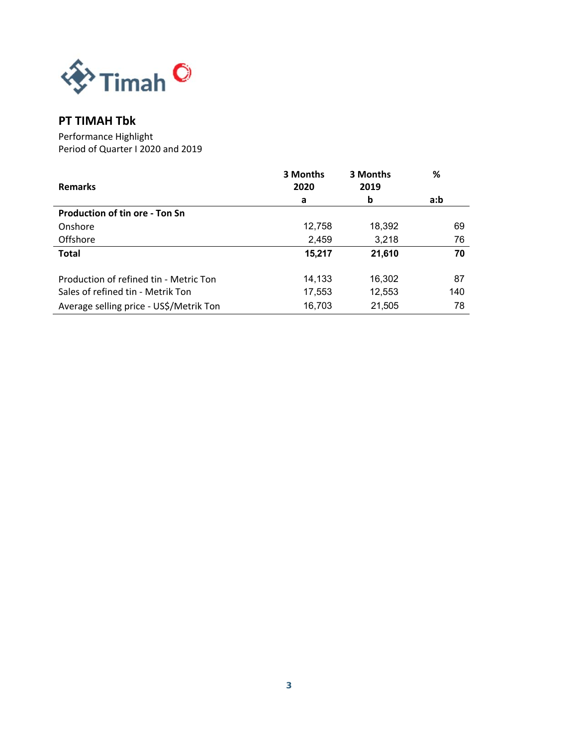## PT TIMAH Tbk

Performance Highlight
Period of Quarter I 2020 and 2019

| Remarks | 3 Months 2020 | 3 Months 2019 | % |
|---|---|---|---|
| | a | b | a:b |
| **Production of tin ore - Ton Sn** | | | |
| Onshore | 12,758 | 18,392 | 69 |
| Offshore | 2,459 | 3,218 | 76 |
| **Total** | **15,217** | **21,610** | **70** |
| | | | |
| Production of refined tin - Metric Ton | 14,133 | 16,302 | 87 |
| Sales of refined tin - Metrik Ton | 17,553 | 12,553 | 140 |
| Average selling price - US$/Metrik Ton | 16,703 | 21,505 | 78 |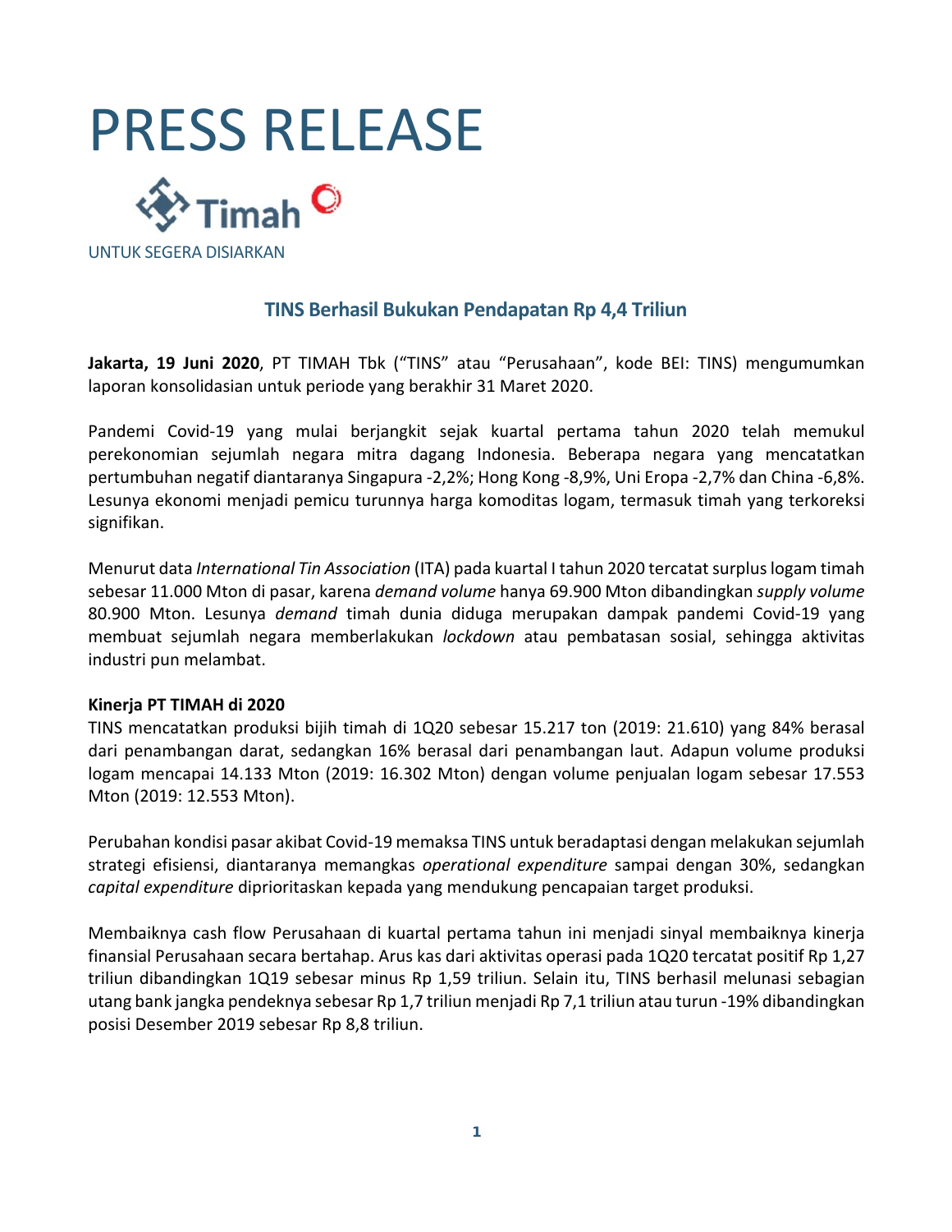# PRESS RELEASE

Timah

UNTUK SEGERA DISIARKAN

## TINS Berhasil Bukukan Pendapatan Rp 4,4 Triliun

**Jakarta, 19 Juni 2020**, PT TIMAH Tbk ("TINS" atau "Perusahaan", kode BEI: TINS) mengumumkan laporan konsolidasian untuk periode yang berakhir 31 Maret 2020.

Pandemi Covid-19 yang mulai berjangkit sejak kuartal pertama tahun 2020 telah memukul perekonomian sejumlah negara mitra dagang Indonesia. Beberapa negara yang mencatatkan pertumbuhan negatif diantaranya Singapura -2,2%; Hong Kong -8,9%, Uni Eropa -2,7% dan China -6,8%. Lesunya ekonomi menjadi pemicu turunnya harga komoditas logam, termasuk timah yang terkoreksi signifikan.

Menurut data *International Tin Association* (ITA) pada kuartal I tahun 2020 tercatat surplus logam timah sebesar 11.000 Mton di pasar, karena *demand volume* hanya 69.900 Mton dibandingkan *supply volume* 80.900 Mton. Lesunya *demand* timah dunia diduga merupakan dampak pandemi Covid-19 yang membuat sejumlah negara memberlakukan *lockdown* atau pembatasan sosial, sehingga aktivitas industri pun melambat.

**Kinerja PT TIMAH di 2020**

TINS mencatatkan produksi bijih timah di 1Q20 sebesar 15.217 ton (2019: 21.610) yang 84% berasal dari penambangan darat, sedangkan 16% berasal dari penambangan laut. Adapun volume produksi logam mencapai 14.133 Mton (2019: 16.302 Mton) dengan volume penjualan logam sebesar 17.553 Mton (2019: 12.553 Mton).

Perubahan kondisi pasar akibat Covid-19 memaksa TINS untuk beradaptasi dengan melakukan sejumlah strategi efisiensi, diantaranya memangkas *operational expenditure* sampai dengan 30%, sedangkan *capital expenditure* diprioritaskan kepada yang mendukung pencapaian target produksi.

Membaiknya cash flow Perusahaan di kuartal pertama tahun ini menjadi sinyal membaiknya kinerja finansial Perusahaan secara bertahap. Arus kas dari aktivitas operasi pada 1Q20 tercatat positif Rp 1,27 triliun dibandingkan 1Q19 sebesar minus Rp 1,59 triliun. Selain itu, TINS berhasil melunasi sebagian utang bank jangka pendeknya sebesar Rp 1,7 triliun menjadi Rp 7,1 triliun atau turun -19% dibandingkan posisi Desember 2019 sebesar Rp 8,8 triliun.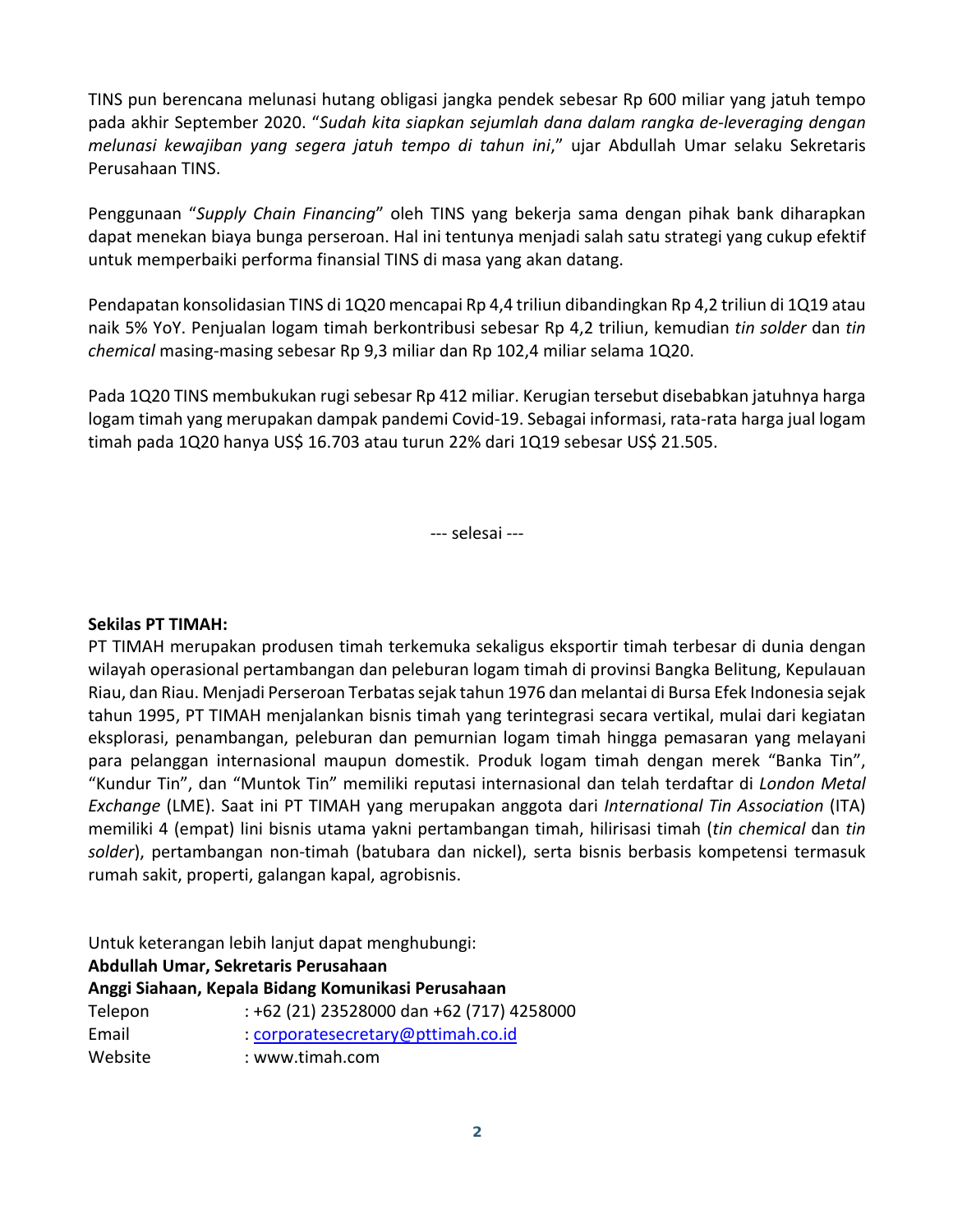TINS pun berencana melunasi hutang obligasi jangka pendek sebesar Rp 600 miliar yang jatuh tempo pada akhir September 2020. "*Sudah kita siapkan sejumlah dana dalam rangka de-leveraging dengan melunasi kewajiban yang segera jatuh tempo di tahun ini*," ujar Abdullah Umar selaku Sekretaris Perusahaan TINS.

Penggunaan "*Supply Chain Financing*" oleh TINS yang bekerja sama dengan pihak bank diharapkan dapat menekan biaya bunga perseroan. Hal ini tentunya menjadi salah satu strategi yang cukup efektif untuk memperbaiki performa finansial TINS di masa yang akan datang.

Pendapatan konsolidasian TINS di 1Q20 mencapai Rp 4,4 triliun dibandingkan Rp 4,2 triliun di 1Q19 atau naik 5% YoY. Penjualan logam timah berkontribusi sebesar Rp 4,2 triliun, kemudian *tin solder* dan *tin chemical* masing-masing sebesar Rp 9,3 miliar dan Rp 102,4 miliar selama 1Q20.

Pada 1Q20 TINS membukukan rugi sebesar Rp 412 miliar. Kerugian tersebut disebabkan jatuhnya harga logam timah yang merupakan dampak pandemi Covid-19. Sebagai informasi, rata-rata harga jual logam timah pada 1Q20 hanya US$ 16.703 atau turun 22% dari 1Q19 sebesar US$ 21.505.

--- selesai ---

**Sekilas PT TIMAH:**

PT TIMAH merupakan produsen timah terkemuka sekaligus eksportir timah terbesar di dunia dengan wilayah operasional pertambangan dan peleburan logam timah di provinsi Bangka Belitung, Kepulauan Riau, dan Riau. Menjadi Perseroan Terbatas sejak tahun 1976 dan melantai di Bursa Efek Indonesia sejak tahun 1995, PT TIMAH menjalankan bisnis timah yang terintegrasi secara vertikal, mulai dari kegiatan eksplorasi, penambangan, peleburan dan pemurnian logam timah hingga pemasaran yang melayani para pelanggan internasional maupun domestik. Produk logam timah dengan merek "Banka Tin", "Kundur Tin", dan "Muntok Tin" memiliki reputasi internasional dan telah terdaftar di *London Metal Exchange* (LME). Saat ini PT TIMAH yang merupakan anggota dari *International Tin Association* (ITA) memiliki 4 (empat) lini bisnis utama yakni pertambangan timah, hilirisasi timah (*tin chemical* dan *tin solder*), pertambangan non-timah (batubara dan nickel), serta bisnis berbasis kompetensi termasuk rumah sakit, properti, galangan kapal, agrobisnis.

Untuk keterangan lebih lanjut dapat menghubungi:

**Abdullah Umar, Sekretaris Perusahaan**

**Anggi Siahaan, Kepala Bidang Komunikasi Perusahaan**

Telepon : +62 (21) 23528000 dan +62 (717) 4258000

Email : corporatesecretary@pttimah.co.id

Website : www.timah.com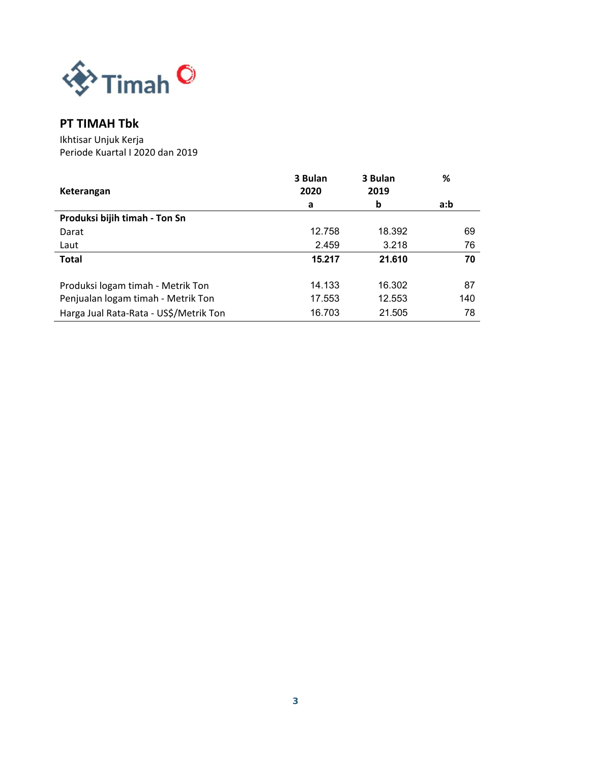## PT TIMAH Tbk

Ikhtisar Unjuk Kerja
Periode Kuartal I 2020 dan 2019

| Keterangan | 3 Bulan 2020 a | 3 Bulan 2019 b | % a:b |
|---|---|---|---|
| **Produksi bijih timah - Ton Sn** | | | |
| Darat | 12.758 | 18.392 | 69 |
| Laut | 2.459 | 3.218 | 76 |
| **Total** | **15.217** | **21.610** | **70** |
| | | | |
| Produksi logam timah - Metrik Ton | 14.133 | 16.302 | 87 |
| Penjualan logam timah - Metrik Ton | 17.553 | 12.553 | 140 |
| Harga Jual Rata-Rata - US$/Metrik Ton | 16.703 | 21.505 | 78 |